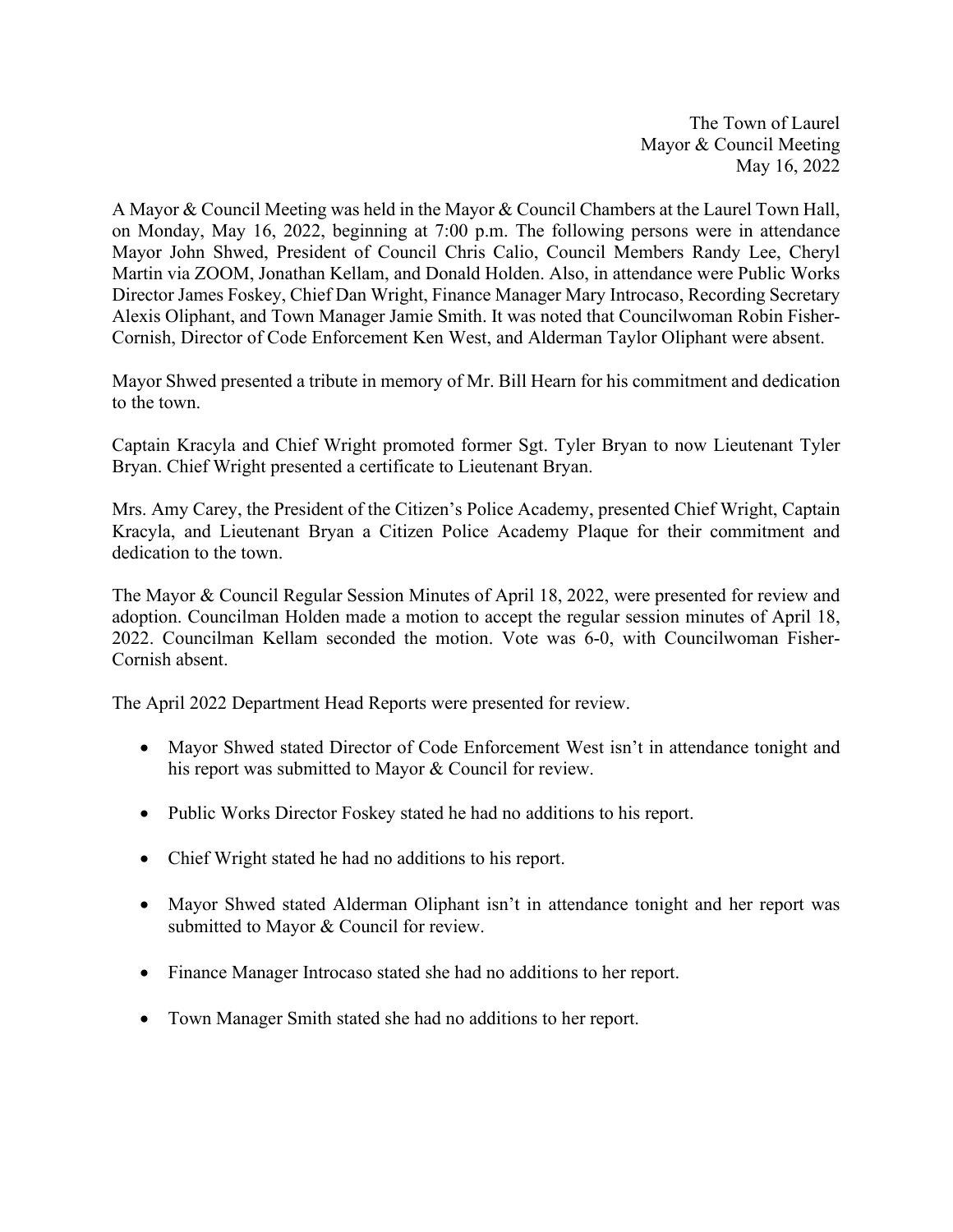The Town of Laurel
Mayor & Council Meeting
May 16, 2022

A Mayor & Council Meeting was held in the Mayor & Council Chambers at the Laurel Town Hall, on Monday, May 16, 2022, beginning at 7:00 p.m. The following persons were in attendance Mayor John Shwed, President of Council Chris Calio, Council Members Randy Lee, Cheryl Martin via ZOOM, Jonathan Kellam, and Donald Holden. Also, in attendance were Public Works Director James Foskey, Chief Dan Wright, Finance Manager Mary Introcaso, Recording Secretary Alexis Oliphant, and Town Manager Jamie Smith. It was noted that Councilwoman Robin Fisher-Cornish, Director of Code Enforcement Ken West, and Alderman Taylor Oliphant were absent.

Mayor Shwed presented a tribute in memory of Mr. Bill Hearn for his commitment and dedication to the town.

Captain Kracyla and Chief Wright promoted former Sgt. Tyler Bryan to now Lieutenant Tyler Bryan. Chief Wright presented a certificate to Lieutenant Bryan.

Mrs. Amy Carey, the President of the Citizen's Police Academy, presented Chief Wright, Captain Kracyla, and Lieutenant Bryan a Citizen Police Academy Plaque for their commitment and dedication to the town.

The Mayor & Council Regular Session Minutes of April 18, 2022, were presented for review and adoption. Councilman Holden made a motion to accept the regular session minutes of April 18, 2022. Councilman Kellam seconded the motion. Vote was 6-0, with Councilwoman Fisher-Cornish absent.

The April 2022 Department Head Reports were presented for review.

- Mayor Shwed stated Director of Code Enforcement West isn't in attendance tonight and his report was submitted to Mayor & Council for review.

- Public Works Director Foskey stated he had no additions to his report.

- Chief Wright stated he had no additions to his report.

- Mayor Shwed stated Alderman Oliphant isn't in attendance tonight and her report was submitted to Mayor & Council for review.

- Finance Manager Introcaso stated she had no additions to her report.

- Town Manager Smith stated she had no additions to her report.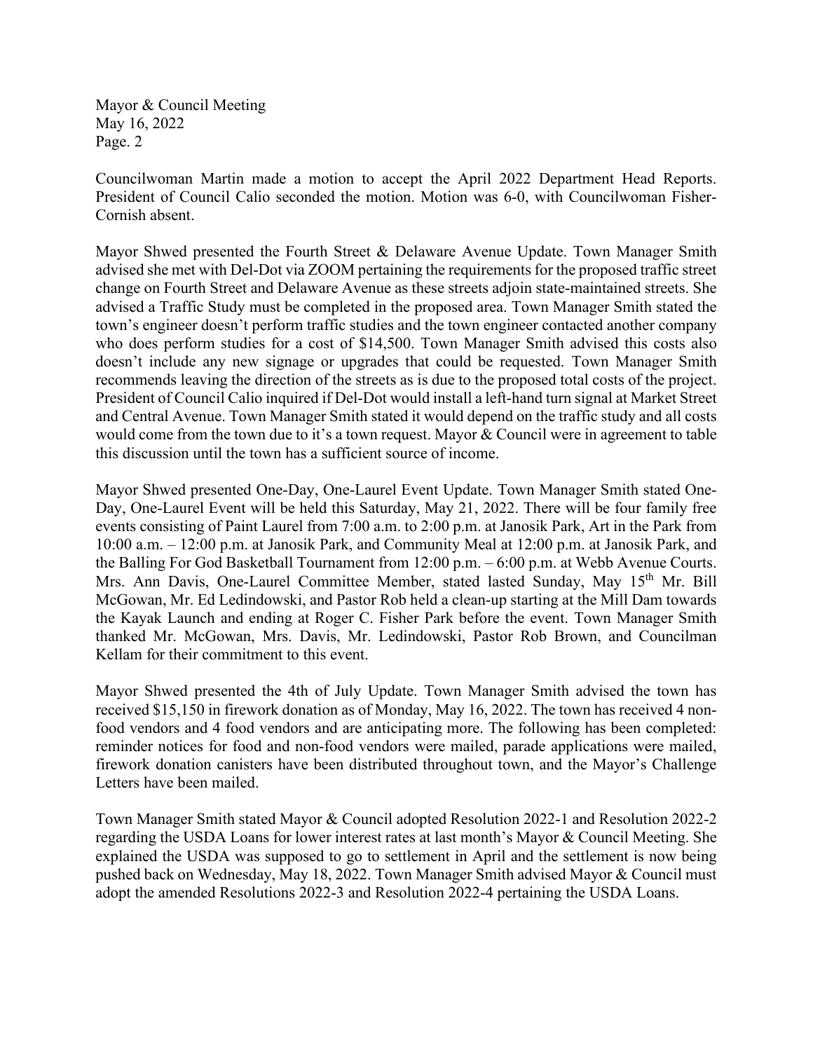Councilwoman Martin made a motion to accept the April 2022 Department Head Reports. President of Council Calio seconded the motion. Motion was 6-0, with Councilwoman Fisher-Cornish absent.

Mayor Shwed presented the Fourth Street & Delaware Avenue Update. Town Manager Smith advised she met with Del-Dot via ZOOM pertaining the requirements for the proposed traffic street change on Fourth Street and Delaware Avenue as these streets adjoin state-maintained streets. She advised a Traffic Study must be completed in the proposed area. Town Manager Smith stated the town's engineer doesn't perform traffic studies and the town engineer contacted another company who does perform studies for a cost of $14,500. Town Manager Smith advised this costs also doesn't include any new signage or upgrades that could be requested. Town Manager Smith recommends leaving the direction of the streets as is due to the proposed total costs of the project. President of Council Calio inquired if Del-Dot would install a left-hand turn signal at Market Street and Central Avenue. Town Manager Smith stated it would depend on the traffic study and all costs would come from the town due to it's a town request. Mayor & Council were in agreement to table this discussion until the town has a sufficient source of income.

Mayor Shwed presented One-Day, One-Laurel Event Update. Town Manager Smith stated One-Day, One-Laurel Event will be held this Saturday, May 21, 2022. There will be four family free events consisting of Paint Laurel from 7:00 a.m. to 2:00 p.m. at Janosik Park, Art in the Park from 10:00 a.m. – 12:00 p.m. at Janosik Park, and Community Meal at 12:00 p.m. at Janosik Park, and the Balling For God Basketball Tournament from 12:00 p.m. – 6:00 p.m. at Webb Avenue Courts. Mrs. Ann Davis, One-Laurel Committee Member, stated lasted Sunday, May 15th Mr. Bill McGowan, Mr. Ed Ledindowski, and Pastor Rob held a clean-up starting at the Mill Dam towards the Kayak Launch and ending at Roger C. Fisher Park before the event. Town Manager Smith thanked Mr. McGowan, Mrs. Davis, Mr. Ledindowski, Pastor Rob Brown, and Councilman Kellam for their commitment to this event.

Mayor Shwed presented the 4th of July Update. Town Manager Smith advised the town has received $15,150 in firework donation as of Monday, May 16, 2022. The town has received 4 non-food vendors and 4 food vendors and are anticipating more. The following has been completed: reminder notices for food and non-food vendors were mailed, parade applications were mailed, firework donation canisters have been distributed throughout town, and the Mayor's Challenge Letters have been mailed.

Town Manager Smith stated Mayor & Council adopted Resolution 2022-1 and Resolution 2022-2 regarding the USDA Loans for lower interest rates at last month's Mayor & Council Meeting. She explained the USDA was supposed to go to settlement in April and the settlement is now being pushed back on Wednesday, May 18, 2022. Town Manager Smith advised Mayor & Council must adopt the amended Resolutions 2022-3 and Resolution 2022-4 pertaining the USDA Loans.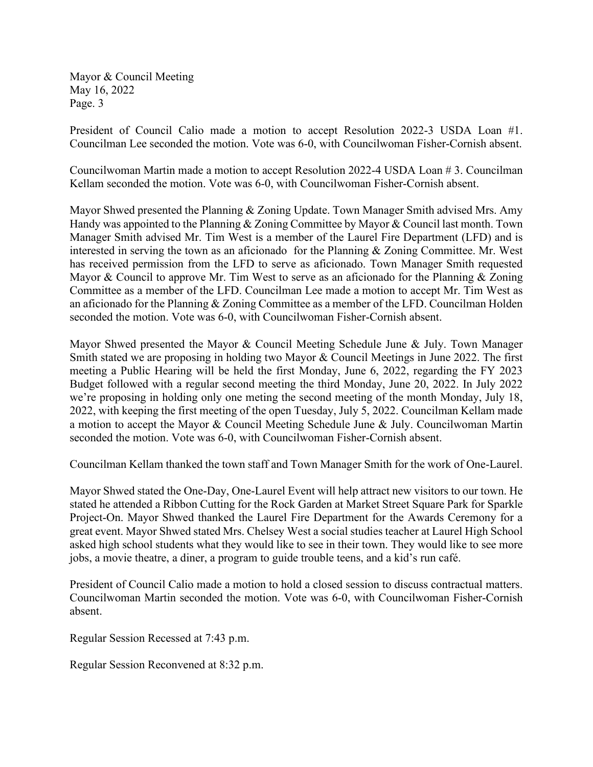President of Council Calio made a motion to accept Resolution 2022-3 USDA Loan #1. Councilman Lee seconded the motion. Vote was 6-0, with Councilwoman Fisher-Cornish absent.

Councilwoman Martin made a motion to accept Resolution 2022-4 USDA Loan # 3. Councilman Kellam seconded the motion. Vote was 6-0, with Councilwoman Fisher-Cornish absent.

Mayor Shwed presented the Planning & Zoning Update. Town Manager Smith advised Mrs. Amy Handy was appointed to the Planning & Zoning Committee by Mayor & Council last month. Town Manager Smith advised Mr. Tim West is a member of the Laurel Fire Department (LFD) and is interested in serving the town as an aficionado for the Planning & Zoning Committee. Mr. West has received permission from the LFD to serve as aficionado. Town Manager Smith requested Mayor & Council to approve Mr. Tim West to serve as an aficionado for the Planning & Zoning Committee as a member of the LFD. Councilman Lee made a motion to accept Mr. Tim West as an aficionado for the Planning & Zoning Committee as a member of the LFD. Councilman Holden seconded the motion. Vote was 6-0, with Councilwoman Fisher-Cornish absent.

Mayor Shwed presented the Mayor & Council Meeting Schedule June & July. Town Manager Smith stated we are proposing in holding two Mayor & Council Meetings in June 2022. The first meeting a Public Hearing will be held the first Monday, June 6, 2022, regarding the FY 2023 Budget followed with a regular second meeting the third Monday, June 20, 2022. In July 2022 we're proposing in holding only one meting the second meeting of the month Monday, July 18, 2022, with keeping the first meeting of the open Tuesday, July 5, 2022. Councilman Kellam made a motion to accept the Mayor & Council Meeting Schedule June & July. Councilwoman Martin seconded the motion. Vote was 6-0, with Councilwoman Fisher-Cornish absent.

Councilman Kellam thanked the town staff and Town Manager Smith for the work of One-Laurel.

Mayor Shwed stated the One-Day, One-Laurel Event will help attract new visitors to our town. He stated he attended a Ribbon Cutting for the Rock Garden at Market Street Square Park for Sparkle Project-On. Mayor Shwed thanked the Laurel Fire Department for the Awards Ceremony for a great event. Mayor Shwed stated Mrs. Chelsey West a social studies teacher at Laurel High School asked high school students what they would like to see in their town. They would like to see more jobs, a movie theatre, a diner, a program to guide trouble teens, and a kid's run café.

President of Council Calio made a motion to hold a closed session to discuss contractual matters. Councilwoman Martin seconded the motion. Vote was 6-0, with Councilwoman Fisher-Cornish absent.

Regular Session Recessed at 7:43 p.m.

Regular Session Reconvened at 8:32 p.m.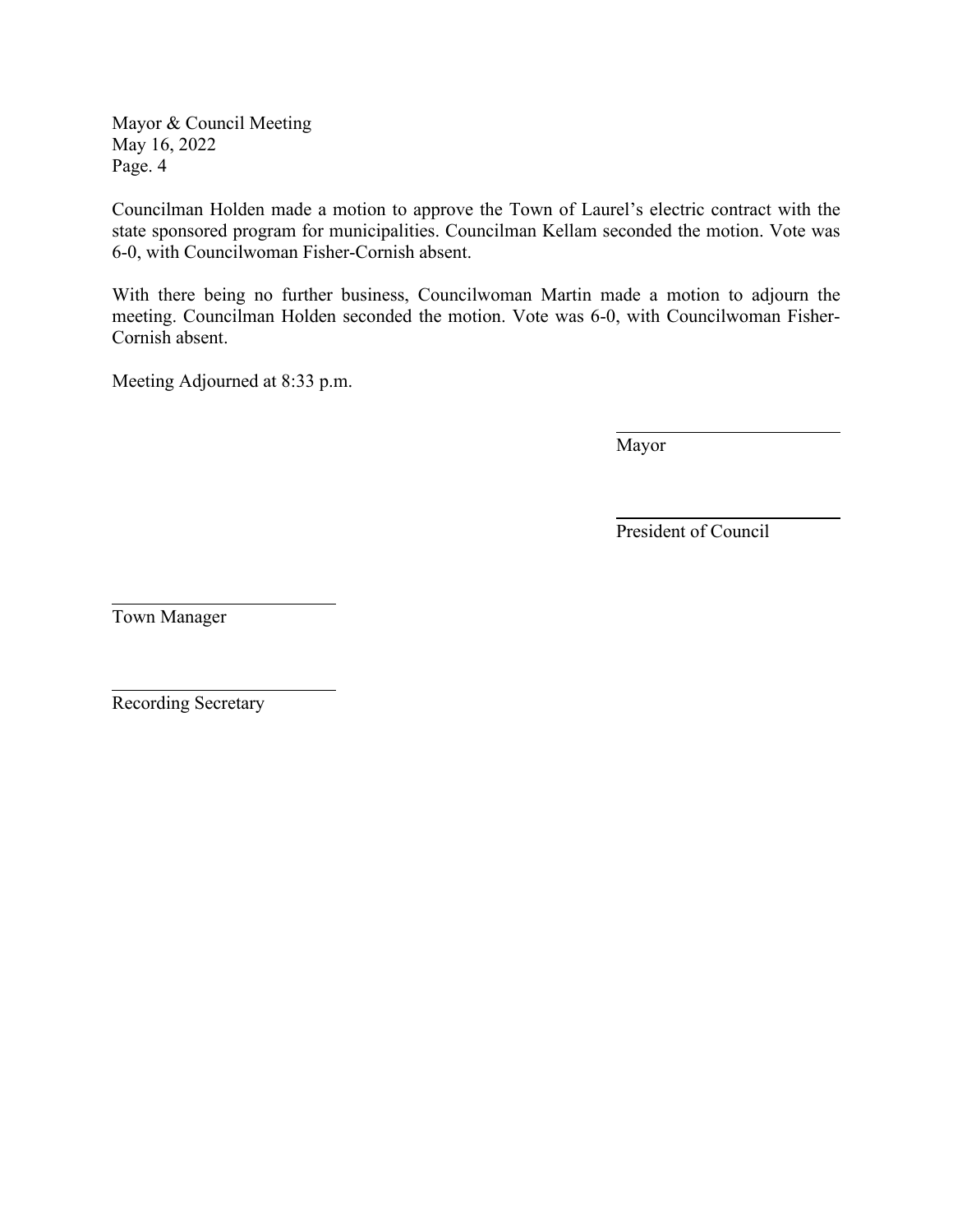Councilman Holden made a motion to approve the Town of Laurel's electric contract with the state sponsored program for municipalities. Councilman Kellam seconded the motion. Vote was 6-0, with Councilwoman Fisher-Cornish absent.

With there being no further business, Councilwoman Martin made a motion to adjourn the meeting. Councilman Holden seconded the motion. Vote was 6-0, with Councilwoman Fisher-Cornish absent.

Meeting Adjourned at 8:33 p.m.

\_\_\_\_\_\_\_\_\_\_\_\_\_\_\_\_\_\_\_\_\_\_\_\_
Mayor

\_\_\_\_\_\_\_\_\_\_\_\_\_\_\_\_\_\_\_\_\_\_\_\_
President of Council

\_\_\_\_\_\_\_\_\_\_\_\_\_\_\_\_\_\_\_\_\_\_\_\_
Town Manager

\_\_\_\_\_\_\_\_\_\_\_\_\_\_\_\_\_\_\_\_\_\_\_\_
Recording Secretary